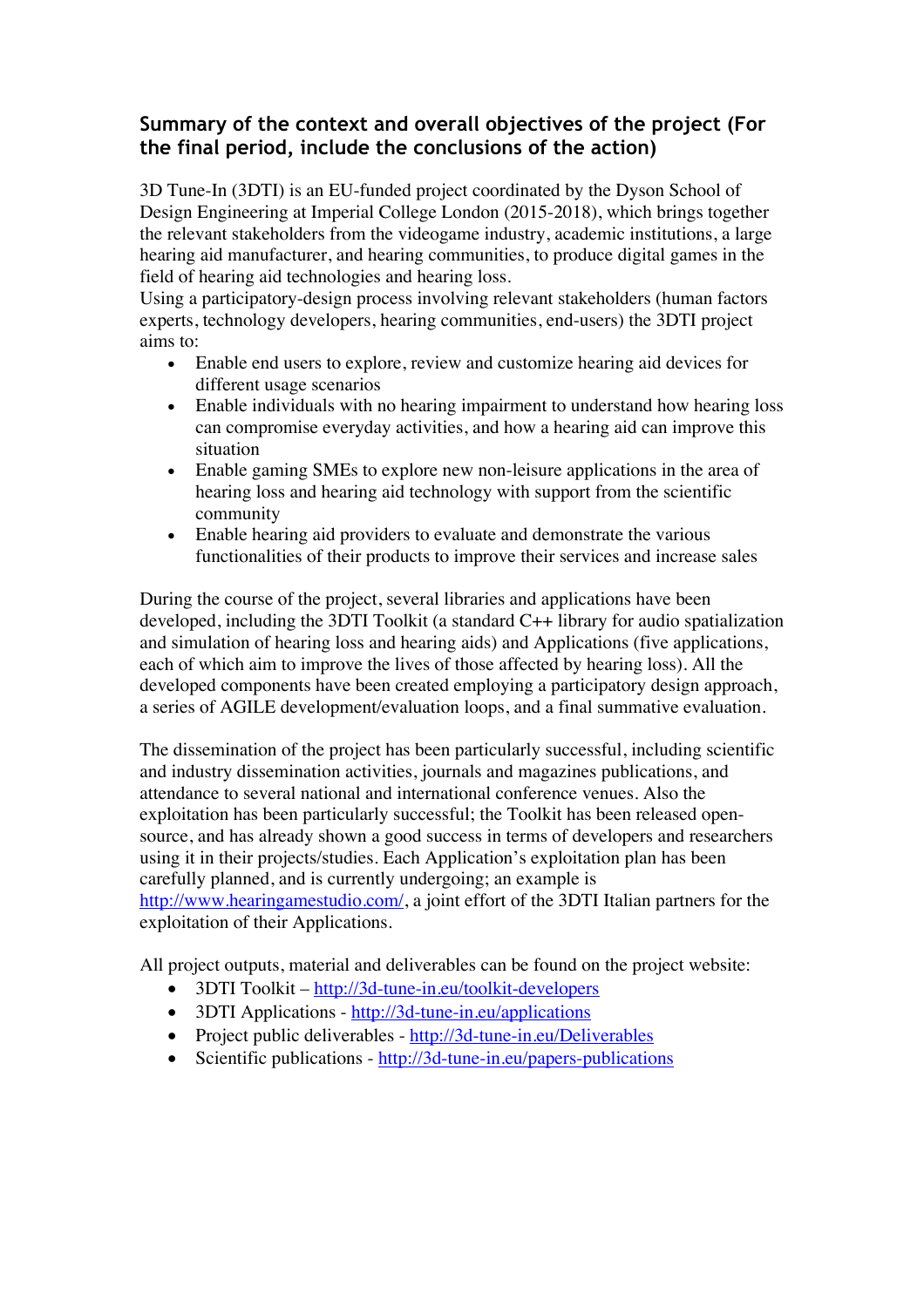## Summary of the context and overall objectives of the project (For the final period, include the conclusions of the action)

3D Tune-In (3DTI) is an EU-funded project coordinated by the Dyson School of Design Engineering at Imperial College London (2015-2018), which brings together the relevant stakeholders from the videogame industry, academic institutions, a large hearing aid manufacturer, and hearing communities, to produce digital games in the field of hearing aid technologies and hearing loss.
Using a participatory-design process involving relevant stakeholders (human factors experts, technology developers, hearing communities, end-users) the 3DTI project aims to:

- Enable end users to explore, review and customize hearing aid devices for different usage scenarios
- Enable individuals with no hearing impairment to understand how hearing loss can compromise everyday activities, and how a hearing aid can improve this situation
- Enable gaming SMEs to explore new non-leisure applications in the area of hearing loss and hearing aid technology with support from the scientific community
- Enable hearing aid providers to evaluate and demonstrate the various functionalities of their products to improve their services and increase sales

During the course of the project, several libraries and applications have been developed, including the 3DTI Toolkit (a standard C++ library for audio spatialization and simulation of hearing loss and hearing aids) and Applications (five applications, each of which aim to improve the lives of those affected by hearing loss). All the developed components have been created employing a participatory design approach, a series of AGILE development/evaluation loops, and a final summative evaluation.

The dissemination of the project has been particularly successful, including scientific and industry dissemination activities, journals and magazines publications, and attendance to several national and international conference venues. Also the exploitation has been particularly successful; the Toolkit has been released open-source, and has already shown a good success in terms of developers and researchers using it in their projects/studies. Each Application's exploitation plan has been carefully planned, and is currently undergoing; an example is http://www.hearingamestudio.com/, a joint effort of the 3DTI Italian partners for the exploitation of their Applications.

All project outputs, material and deliverables can be found on the project website:

- 3DTI Toolkit – http://3d-tune-in.eu/toolkit-developers
- 3DTI Applications - http://3d-tune-in.eu/applications
- Project public deliverables - http://3d-tune-in.eu/Deliverables
- Scientific publications - http://3d-tune-in.eu/papers-publications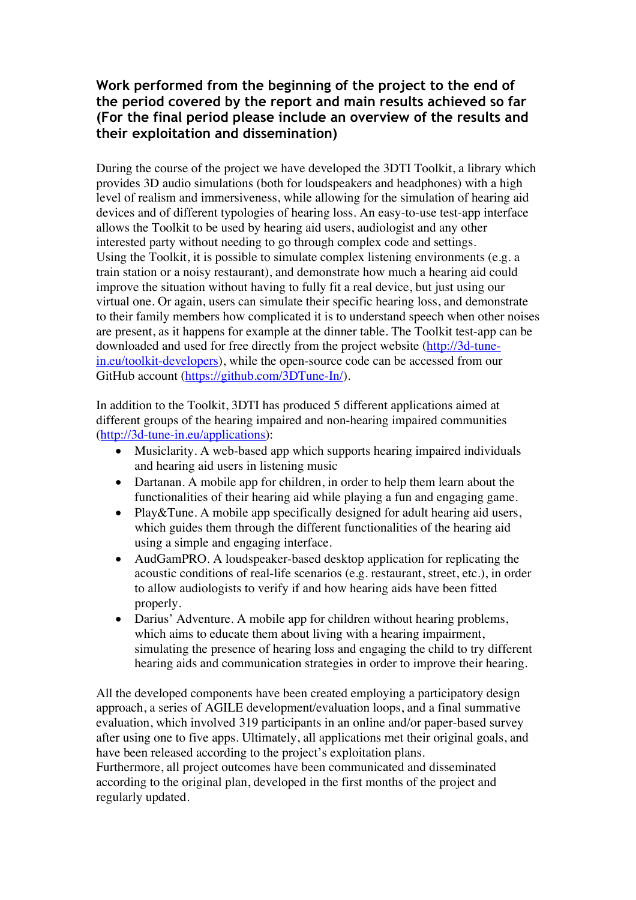## Work performed from the beginning of the project to the end of the period covered by the report and main results achieved so far (For the final period please include an overview of the results and their exploitation and dissemination)

During the course of the project we have developed the 3DTI Toolkit, a library which provides 3D audio simulations (both for loudspeakers and headphones) with a high level of realism and immersiveness, while allowing for the simulation of hearing aid devices and of different typologies of hearing loss. An easy-to-use test-app interface allows the Toolkit to be used by hearing aid users, audiologist and any other interested party without needing to go through complex code and settings.
Using the Toolkit, it is possible to simulate complex listening environments (e.g. a train station or a noisy restaurant), and demonstrate how much a hearing aid could improve the situation without having to fully fit a real device, but just using our virtual one. Or again, users can simulate their specific hearing loss, and demonstrate to their family members how complicated it is to understand speech when other noises are present, as it happens for example at the dinner table. The Toolkit test-app can be downloaded and used for free directly from the project website (http://3d-tune-in.eu/toolkit-developers), while the open-source code can be accessed from our GitHub account (https://github.com/3DTune-In/).

In addition to the Toolkit, 3DTI has produced 5 different applications aimed at different groups of the hearing impaired and non-hearing impaired communities (http://3d-tune-in.eu/applications):

- Musiclarity. A web-based app which supports hearing impaired individuals and hearing aid users in listening music
- Dartanan. A mobile app for children, in order to help them learn about the functionalities of their hearing aid while playing a fun and engaging game.
- Play&Tune. A mobile app specifically designed for adult hearing aid users, which guides them through the different functionalities of the hearing aid using a simple and engaging interface.
- AudGamPRO. A loudspeaker-based desktop application for replicating the acoustic conditions of real-life scenarios (e.g. restaurant, street, etc.), in order to allow audiologists to verify if and how hearing aids have been fitted properly.
- Darius' Adventure. A mobile app for children without hearing problems, which aims to educate them about living with a hearing impairment, simulating the presence of hearing loss and engaging the child to try different hearing aids and communication strategies in order to improve their hearing.

All the developed components have been created employing a participatory design approach, a series of AGILE development/evaluation loops, and a final summative evaluation, which involved 319 participants in an online and/or paper-based survey after using one to five apps. Ultimately, all applications met their original goals, and have been released according to the project's exploitation plans.
Furthermore, all project outcomes have been communicated and disseminated according to the original plan, developed in the first months of the project and regularly updated.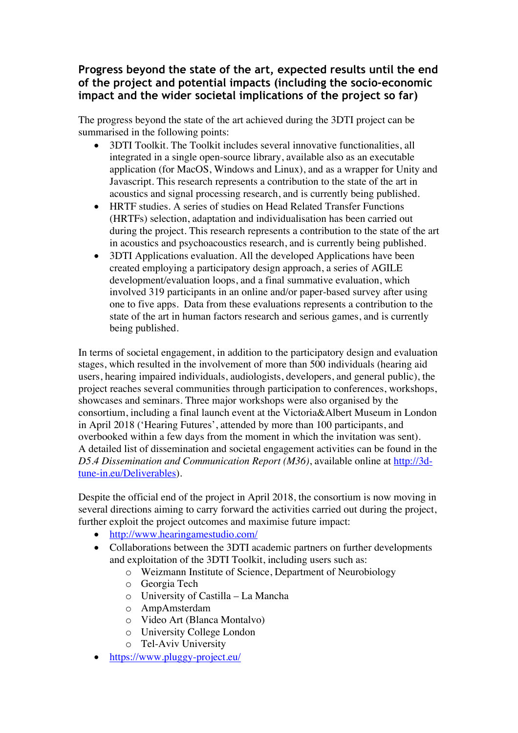### Progress beyond the state of the art, expected results until the end of the project and potential impacts (including the socio-economic impact and the wider societal implications of the project so far)

The progress beyond the state of the art achieved during the 3DTI project can be summarised in the following points:

- 3DTI Toolkit. The Toolkit includes several innovative functionalities, all integrated in a single open-source library, available also as an executable application (for MacOS, Windows and Linux), and as a wrapper for Unity and Javascript. This research represents a contribution to the state of the art in acoustics and signal processing research, and is currently being published.
- HRTF studies. A series of studies on Head Related Transfer Functions (HRTFs) selection, adaptation and individualisation has been carried out during the project. This research represents a contribution to the state of the art in acoustics and psychoacoustics research, and is currently being published.
- 3DTI Applications evaluation. All the developed Applications have been created employing a participatory design approach, a series of AGILE development/evaluation loops, and a final summative evaluation, which involved 319 participants in an online and/or paper-based survey after using one to five apps. Data from these evaluations represents a contribution to the state of the art in human factors research and serious games, and is currently being published.

In terms of societal engagement, in addition to the participatory design and evaluation stages, which resulted in the involvement of more than 500 individuals (hearing aid users, hearing impaired individuals, audiologists, developers, and general public), the project reaches several communities through participation to conferences, workshops, showcases and seminars. Three major workshops were also organised by the consortium, including a final launch event at the Victoria&Albert Museum in London in April 2018 ('Hearing Futures', attended by more than 100 participants, and overbooked within a few days from the moment in which the invitation was sent). A detailed list of dissemination and societal engagement activities can be found in the *D5.4 Dissemination and Communication Report (M36)*, available online at [http://3d-tune-in.eu/Deliverables](http://3d-tune-in.eu/Deliverables)).

Despite the official end of the project in April 2018, the consortium is now moving in several directions aiming to carry forward the activities carried out during the project, further exploit the project outcomes and maximise future impact:

- [http://www.hearingamestudio.com/](http://www.hearingamestudio.com/)
- Collaborations between the 3DTI academic partners on further developments and exploitation of the 3DTI Toolkit, including users such as:
  - Weizmann Institute of Science, Department of Neurobiology
  - Georgia Tech
  - University of Castilla – La Mancha
  - AmpAmsterdam
  - Video Art (Blanca Montalvo)
  - University College London
  - Tel-Aviv University
- [https://www.pluggy-project.eu/](https://www.pluggy-project.eu/)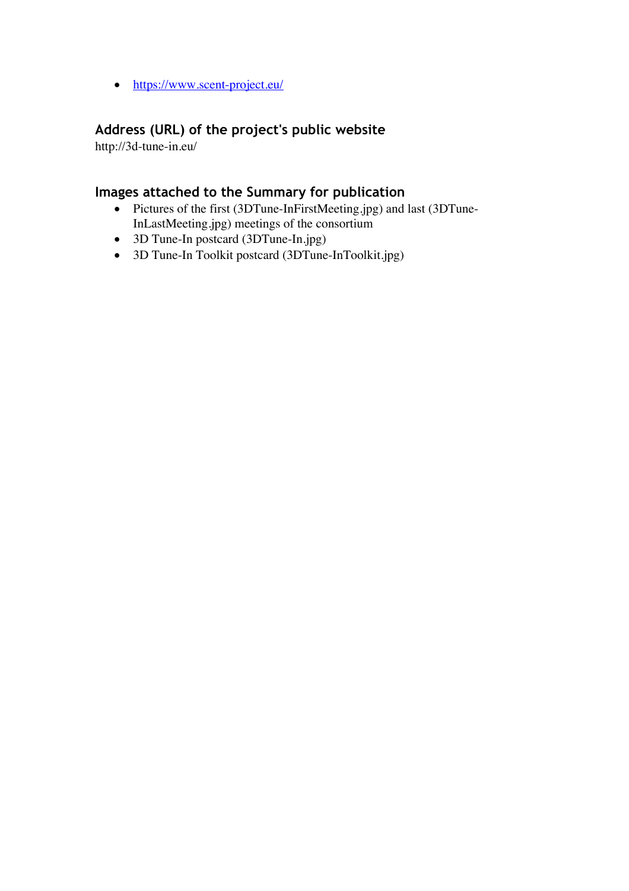- https://www.scent-project.eu/

## Address (URL) of the project's public website

http://3d-tune-in.eu/

## Images attached to the Summary for publication

- Pictures of the first (3DTune-InFirstMeeting.jpg) and last (3DTune-InLastMeeting.jpg) meetings of the consortium
- 3D Tune-In postcard (3DTune-In.jpg)
- 3D Tune-In Toolkit postcard (3DTune-InToolkit.jpg)